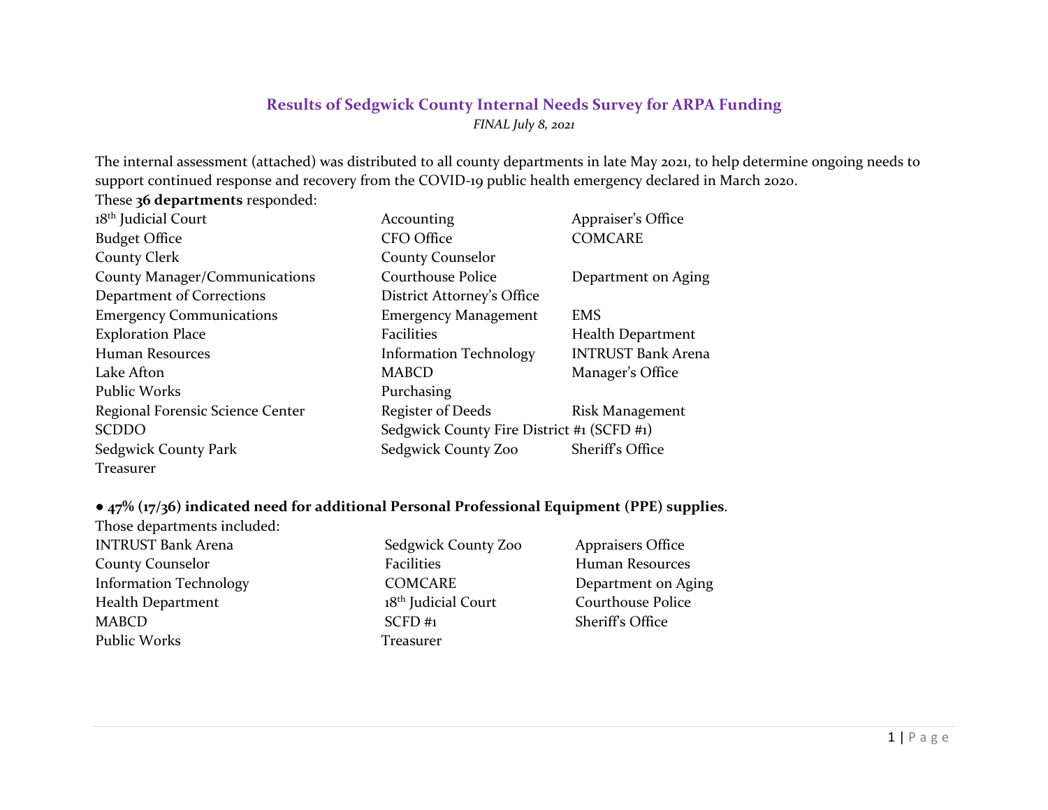# Results of Sedgwick County Internal Needs Survey for ARPA Funding

*FINAL July 8, 2021*

The internal assessment (attached) was distributed to all county departments in late May 2021, to help determine ongoing needs to support continued response and recovery from the COVID-19 public health emergency declared in March 2020.

These **36 departments** responded:

| | | |
|---|---|---|
| 18th Judicial Court | Accounting | Appraiser's Office |
| Budget Office | CFO Office | COMCARE |
| County Clerk | County Counselor | |
| County Manager/Communications | Courthouse Police | Department on Aging |
| Department of Corrections | District Attorney's Office | |
| Emergency Communications | Emergency Management | EMS |
| Exploration Place | Facilities | Health Department |
| Human Resources | Information Technology | INTRUST Bank Arena |
| Lake Afton | MABCD | Manager's Office |
| Public Works | Purchasing | |
| Regional Forensic Science Center | Register of Deeds | Risk Management |
| SCDDO | Sedgwick County Fire District #1 (SCFD #1) | |
| Sedgwick County Park | Sedgwick County Zoo | Sheriff's Office |
| Treasurer | | |

- **47% (17/36) indicated need for additional Personal Professional Equipment (PPE) supplies**.

Those departments included:

| | | |
|---|---|---|
| INTRUST Bank Arena | Sedgwick County Zoo | Appraisers Office |
| County Counselor | Facilities | Human Resources |
| Information Technology | COMCARE | Department on Aging |
| Health Department | 18th Judicial Court | Courthouse Police |
| MABCD | SCFD #1 | Sheriff's Office |
| Public Works | Treasurer | |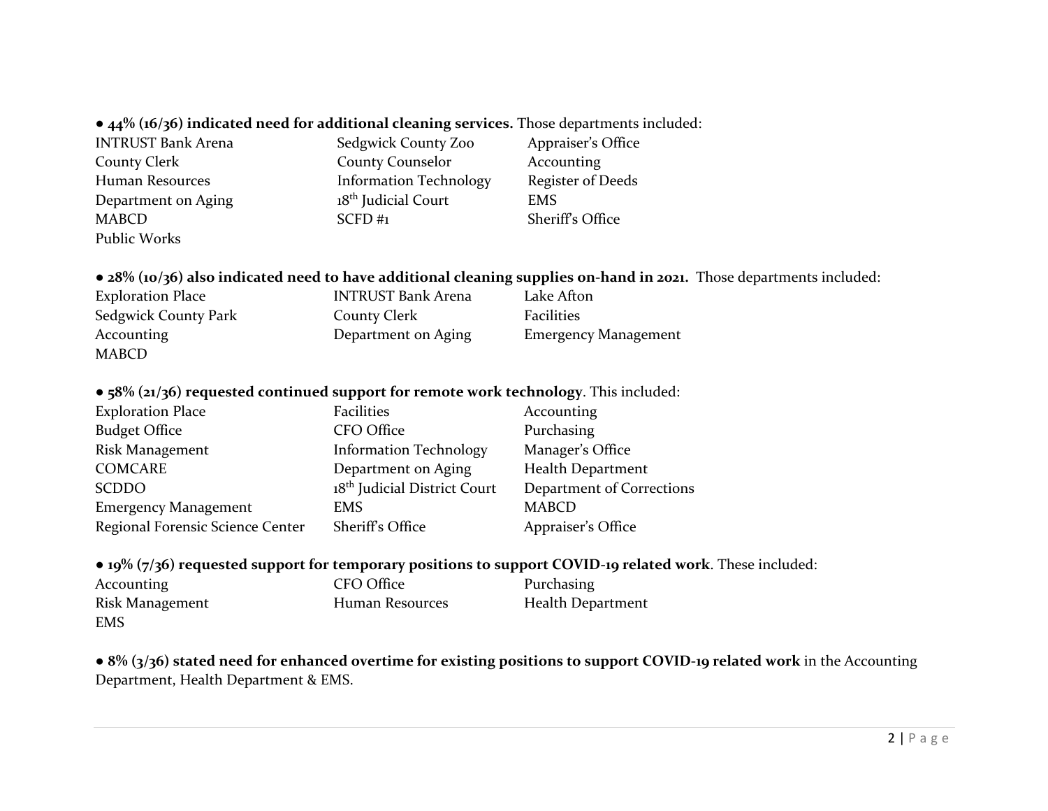● **44% (16/36) indicated need for additional cleaning services.** Those departments included:

| | | |
|---|---|---|
| INTRUST Bank Arena | Sedgwick County Zoo | Appraiser's Office |
| County Clerk | County Counselor | Accounting |
| Human Resources | Information Technology | Register of Deeds |
| Department on Aging | 18th Judicial Court | EMS |
| MABCD | SCFD #1 | Sheriff's Office |
| Public Works | | |

● **28% (10/36) also indicated need to have additional cleaning supplies on-hand in 2021.** Those departments included:

| | | |
|---|---|---|
| Exploration Place | INTRUST Bank Arena | Lake Afton |
| Sedgwick County Park | County Clerk | Facilities |
| Accounting | Department on Aging | Emergency Management |
| MABCD | | |

● **58% (21/36) requested continued support for remote work technology**. This included:

| | | |
|---|---|---|
| Exploration Place | Facilities | Accounting |
| Budget Office | CFO Office | Purchasing |
| Risk Management | Information Technology | Manager's Office |
| COMCARE | Department on Aging | Health Department |
| SCDDO | 18th Judicial District Court | Department of Corrections |
| Emergency Management | EMS | MABCD |
| Regional Forensic Science Center | Sheriff's Office | Appraiser's Office |

● **19% (7/36) requested support for temporary positions to support COVID-19 related work**. These included:

| | | |
|---|---|---|
| Accounting | CFO Office | Purchasing |
| Risk Management | Human Resources | Health Department |
| EMS | | |

● **8% (3/36) stated need for enhanced overtime for existing positions to support COVID-19 related work** in the Accounting Department, Health Department & EMS.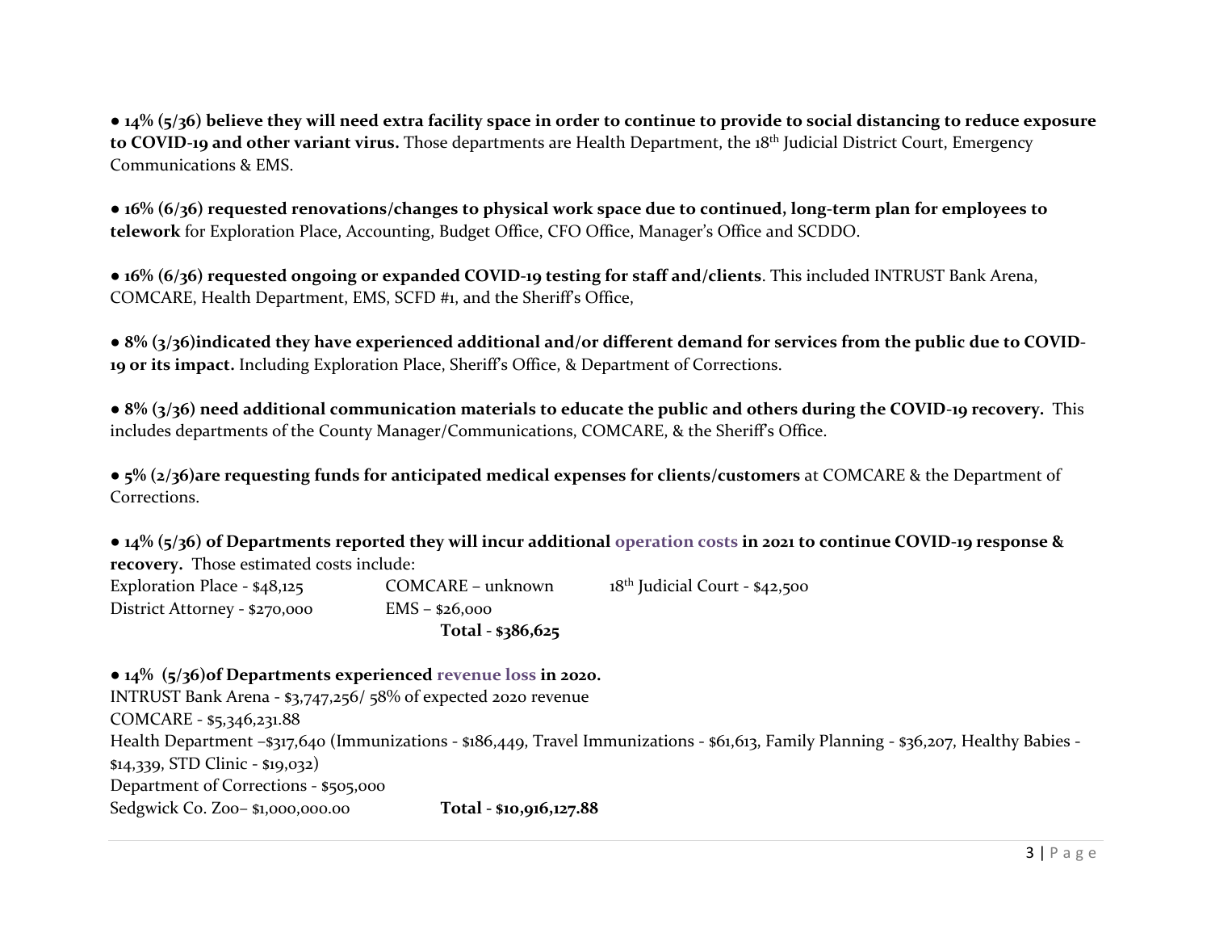● **14% (5/36) believe they will need extra facility space in order to continue to provide to social distancing to reduce exposure to COVID-19 and other variant virus.** Those departments are Health Department, the 18th Judicial District Court, Emergency Communications & EMS.

● **16% (6/36) requested renovations/changes to physical work space due to continued, long-term plan for employees to telework** for Exploration Place, Accounting, Budget Office, CFO Office, Manager's Office and SCDDO.

● **16% (6/36) requested ongoing or expanded COVID-19 testing for staff and/clients**. This included INTRUST Bank Arena, COMCARE, Health Department, EMS, SCFD #1, and the Sheriff's Office,

● **8% (3/36)indicated they have experienced additional and/or different demand for services from the public due to COVID-19 or its impact.** Including Exploration Place, Sheriff's Office, & Department of Corrections.

● **8% (3/36) need additional communication materials to educate the public and others during the COVID-19 recovery.** This includes departments of the County Manager/Communications, COMCARE, & the Sheriff's Office.

● **5% (2/36)are requesting funds for anticipated medical expenses for clients/customers** at COMCARE & the Department of Corrections.

● **14% (5/36) of Departments reported they will incur additional operation costs in 2021 to continue COVID-19 response & recovery.** Those estimated costs include:

Exploration Place - $48,125
COMCARE – unknown
18th Judicial Court - $42,500
District Attorney - $270,000
EMS – $26,000
**Total - $386,625**

● **14% (5/36)of Departments experienced revenue loss in 2020.**

INTRUST Bank Arena - $3,747,256/ 58% of expected 2020 revenue
COMCARE - $5,346,231.88
Health Department –$317,640 (Immunizations - $186,449, Travel Immunizations - $61,613, Family Planning - $36,207, Healthy Babies - $14,339, STD Clinic - $19,032)
Department of Corrections - $505,000
Sedgwick Co. Zoo– $1,000,000.00
**Total - $10,916,127.88**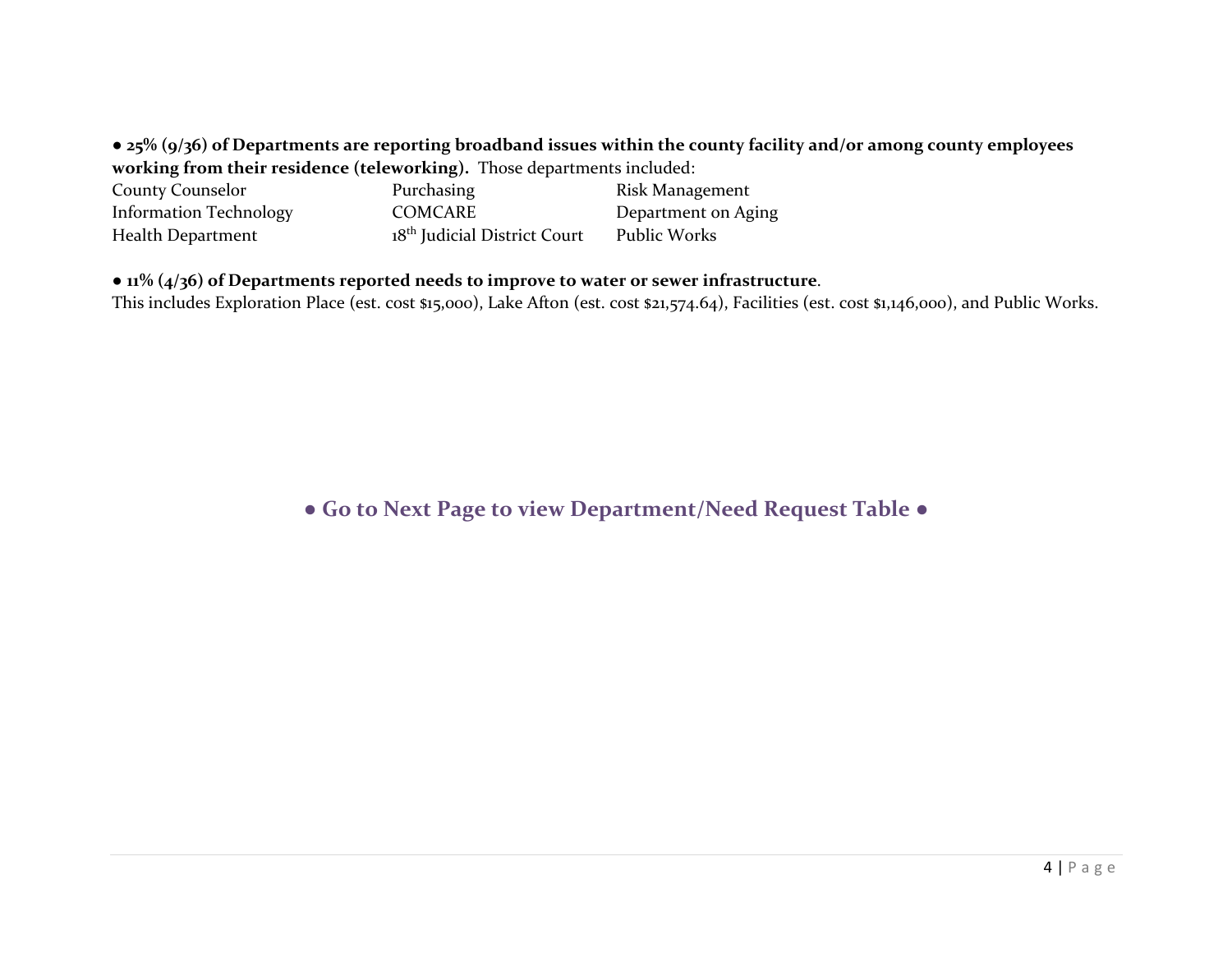● **25% (9/36) of Departments are reporting broadband issues within the county facility and/or among county employees working from their residence (teleworking).** Those departments included:

| | | |
|---|---|---|
| County Counselor | Purchasing | Risk Management |
| Information Technology | COMCARE | Department on Aging |
| Health Department | 18th Judicial District Court | Public Works |

● **11% (4/36) of Departments reported needs to improve to water or sewer infrastructure**.
This includes Exploration Place (est. cost $15,000), Lake Afton (est. cost $21,574.64), Facilities (est. cost $1,146,000), and Public Works.

**● Go to Next Page to view Department/Need Request Table ●**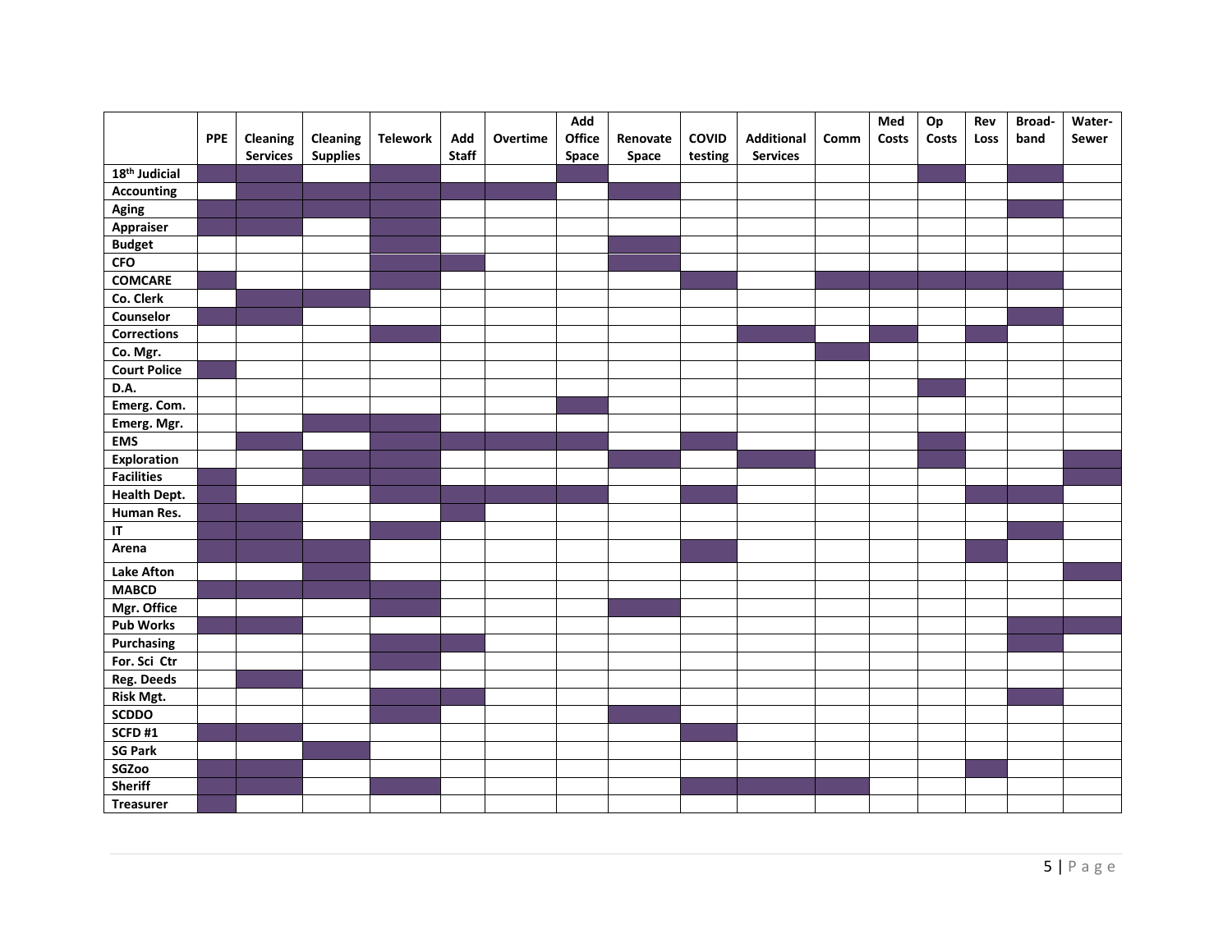| | PPE | Cleaning Services | Cleaning Supplies | Telework | Add Staff | Overtime | Add Office Space | Renovate Space | COVID testing | Additional Services | Comm | Med Costs | Op Costs | Rev Loss | Broad-band | Water-Sewer |
|---|---|---|---|---|---|---|---|---|---|---|---|---|---|---|---|---|
| **18th Judicial** | X | X | | X | | | X | | | | | | X | | X | |
| **Accounting** | | X | X | X | X | X | | X | | | | | | | | |
| **Aging** | X | X | X | X | | | | | | | | | | | X | |
| **Appraiser** | X | X | | X | | | | | | | | | | | | |
| **Budget** | | | | X | | | | X | | | | | | | | |
| **CFO** | | | | X | X | | | X | | | | | | | | |
| **COMCARE** | X | | | X | | | | | X | | X | X | X | X | X | |
| **Co. Clerk** | | X | X | | | | | | | | | | | | | |
| **Counselor** | X | X | | | | | | | | | | | | | X | |
| **Corrections** | | | | X | | | | | | X | | X | | X | | |
| **Co. Mgr.** | | | | | | | | | | | X | | | | | |
| **Court Police** | X | | | | | | | | | | | | | | | |
| **D.A.** | | | | | | | | | | | | | X | | | |
| **Emerg. Com.** | | | | | | | X | | | | | | | | | |
| **Emerg. Mgr.** | | | X | X | | | | | | | | | | | | |
| **EMS** | | X | | X | X | X | X | | X | | | | X | | | |
| **Exploration** | | | X | X | | | | X | | X | | | X | | | X |
| **Facilities** | X | | X | X | | | | | | | | | | | | X |
| **Health Dept.** | X | | | X | X | X | X | | X | | | | | X | X | |
| **Human Res.** | X | X | | | X | | | | | | | | | | | |
| **IT** | X | X | | X | | | | | | | | | | | X | |
| **Arena** | X | X | X | | | | | | X | | | | | X | | |
| **Lake Afton** | | | X | | | | | | | | | | | | | X |
| **MABCD** | X | X | X | X | | | | | | | | | | | | |
| **Mgr. Office** | | | | X | | | | X | | | | | | | | |
| **Pub Works** | X | X | | | | | | | | | | | | | X | X |
| **Purchasing** | | | | X | X | | | | | | | | | | X | |
| **For. Sci Ctr** | | | | X | | | | | | | | | | | | |
| **Reg. Deeds** | | X | | | | | | | | | | | | | | |
| **Risk Mgt.** | | | | X | X | | | | | | | | | | X | |
| **SCDDO** | | | | X | | | | X | | | | | | | | |
| **SCFD #1** | X | X | | | | | | | X | | | | | | | |
| **SG Park** | | | X | | | | | | | | | | | | | |
| **SGZoo** | X | X | | | | | | | | | | | | X | | |
| **Sheriff** | X | X | | X | | | | | X | X | X | | | | | |
| **Treasurer** | X | | | | | | | | | | | | | | | |